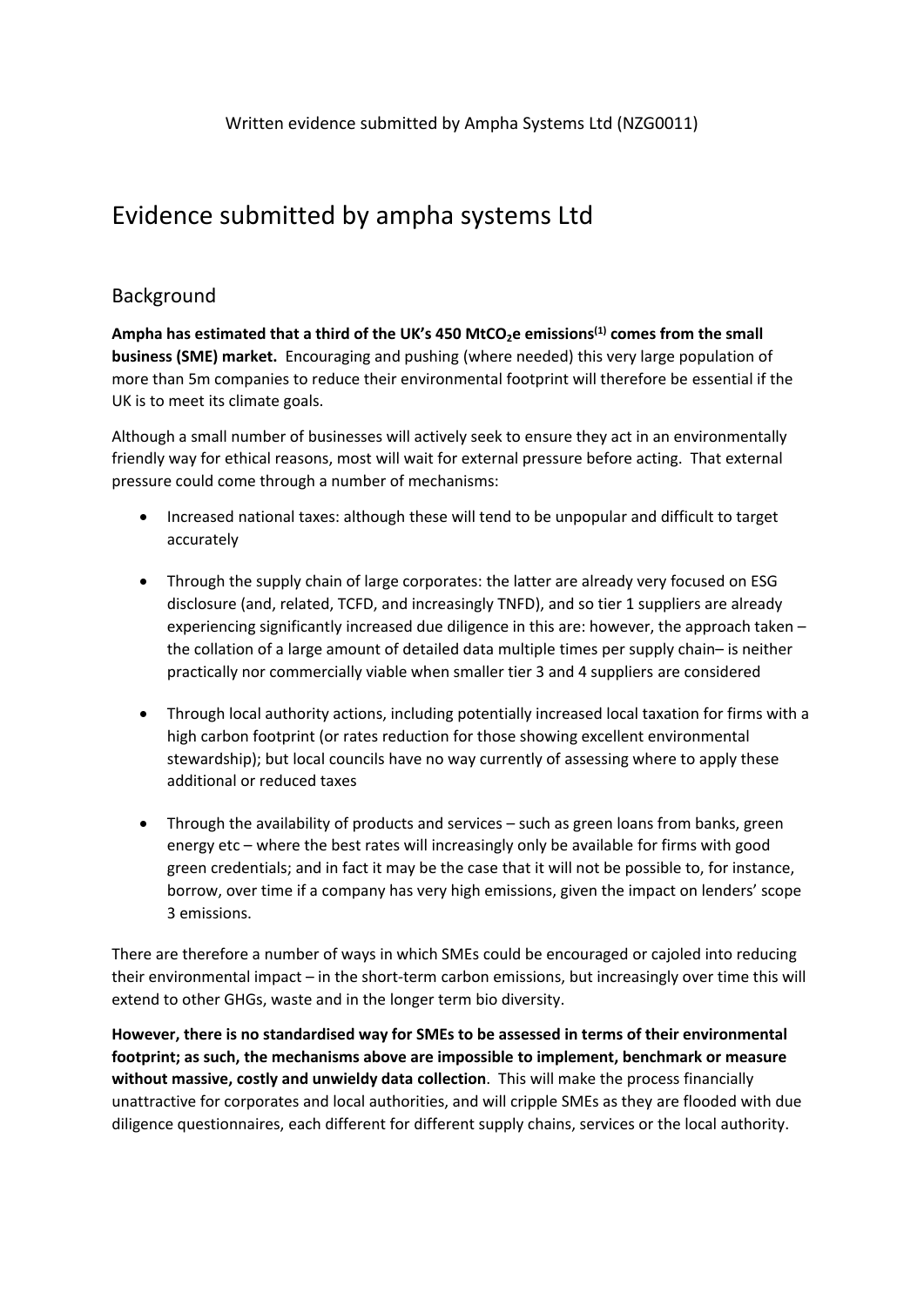Written evidence submitted by Ampha Systems Ltd (NZG0011)

# Evidence submitted by ampha systems Ltd

## Background

**Ampha has estimated that a third of the UK's 450 Mt$CO_2$e emissions[1] comes from the small business (SME) market.** Encouraging and pushing (where needed) this very large population of more than 5m companies to reduce their environmental footprint will therefore be essential if the UK is to meet its climate goals.

Although a small number of businesses will actively seek to ensure they act in an environmentally friendly way for ethical reasons, most will wait for external pressure before acting. That external pressure could come through a number of mechanisms:

- Increased national taxes: although these will tend to be unpopular and difficult to target accurately

- Through the supply chain of large corporates: the latter are already very focused on ESG disclosure (and, related, TCFD, and increasingly TNFD), and so tier 1 suppliers are already experiencing significantly increased due diligence in this are: however, the approach taken – the collation of a large amount of detailed data multiple times per supply chain– is neither practically nor commercially viable when smaller tier 3 and 4 suppliers are considered

- Through local authority actions, including potentially increased local taxation for firms with a high carbon footprint (or rates reduction for those showing excellent environmental stewardship); but local councils have no way currently of assessing where to apply these additional or reduced taxes

- Through the availability of products and services – such as green loans from banks, green energy etc – where the best rates will increasingly only be available for firms with good green credentials; and in fact it may be the case that it will not be possible to, for instance, borrow, over time if a company has very high emissions, given the impact on lenders' scope 3 emissions.

There are therefore a number of ways in which SMEs could be encouraged or cajoled into reducing their environmental impact – in the short-term carbon emissions, but increasingly over time this will extend to other GHGs, waste and in the longer term bio diversity.

**However, there is no standardised way for SMEs to be assessed in terms of their environmental footprint; as such, the mechanisms above are impossible to implement, benchmark or measure without massive, costly and unwieldy data collection**. This will make the process financially unattractive for corporates and local authorities, and will cripple SMEs as they are flooded with due diligence questionnaires, each different for different supply chains, services or the local authority.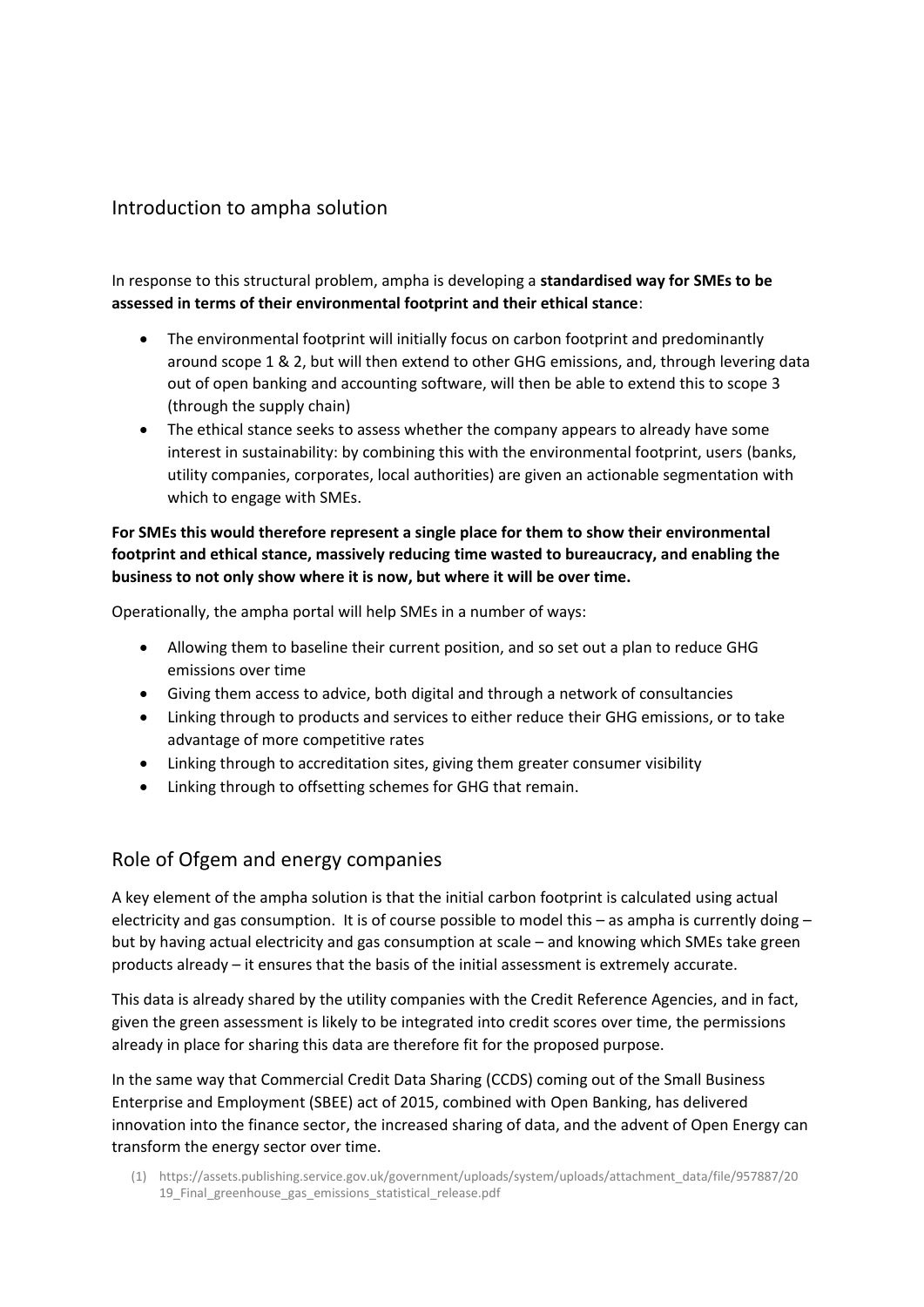## Introduction to ampha solution

In response to this structural problem, ampha is developing a **standardised way for SMEs to be assessed in terms of their environmental footprint and their ethical stance**:

- The environmental footprint will initially focus on carbon footprint and predominantly around scope 1 & 2, but will then extend to other GHG emissions, and, through levering data out of open banking and accounting software, will then be able to extend this to scope 3 (through the supply chain)
- The ethical stance seeks to assess whether the company appears to already have some interest in sustainability: by combining this with the environmental footprint, users (banks, utility companies, corporates, local authorities) are given an actionable segmentation with which to engage with SMEs.

**For SMEs this would therefore represent a single place for them to show their environmental footprint and ethical stance, massively reducing time wasted to bureaucracy, and enabling the business to not only show where it is now, but where it will be over time.**

Operationally, the ampha portal will help SMEs in a number of ways:

- Allowing them to baseline their current position, and so set out a plan to reduce GHG emissions over time
- Giving them access to advice, both digital and through a network of consultancies
- Linking through to products and services to either reduce their GHG emissions, or to take advantage of more competitive rates
- Linking through to accreditation sites, giving them greater consumer visibility
- Linking through to offsetting schemes for GHG that remain.

## Role of Ofgem and energy companies

A key element of the ampha solution is that the initial carbon footprint is calculated using actual electricity and gas consumption. It is of course possible to model this – as ampha is currently doing – but by having actual electricity and gas consumption at scale – and knowing which SMEs take green products already – it ensures that the basis of the initial assessment is extremely accurate.

This data is already shared by the utility companies with the Credit Reference Agencies, and in fact, given the green assessment is likely to be integrated into credit scores over time, the permissions already in place for sharing this data are therefore fit for the proposed purpose.

In the same way that Commercial Credit Data Sharing (CCDS) coming out of the Small Business Enterprise and Employment (SBEE) act of 2015, combined with Open Banking, has delivered innovation into the finance sector, the increased sharing of data, and the advent of Open Energy can transform the energy sector over time.

(1) https://assets.publishing.service.gov.uk/government/uploads/system/uploads/attachment_data/file/957887/2019_Final_greenhouse_gas_emissions_statistical_release.pdf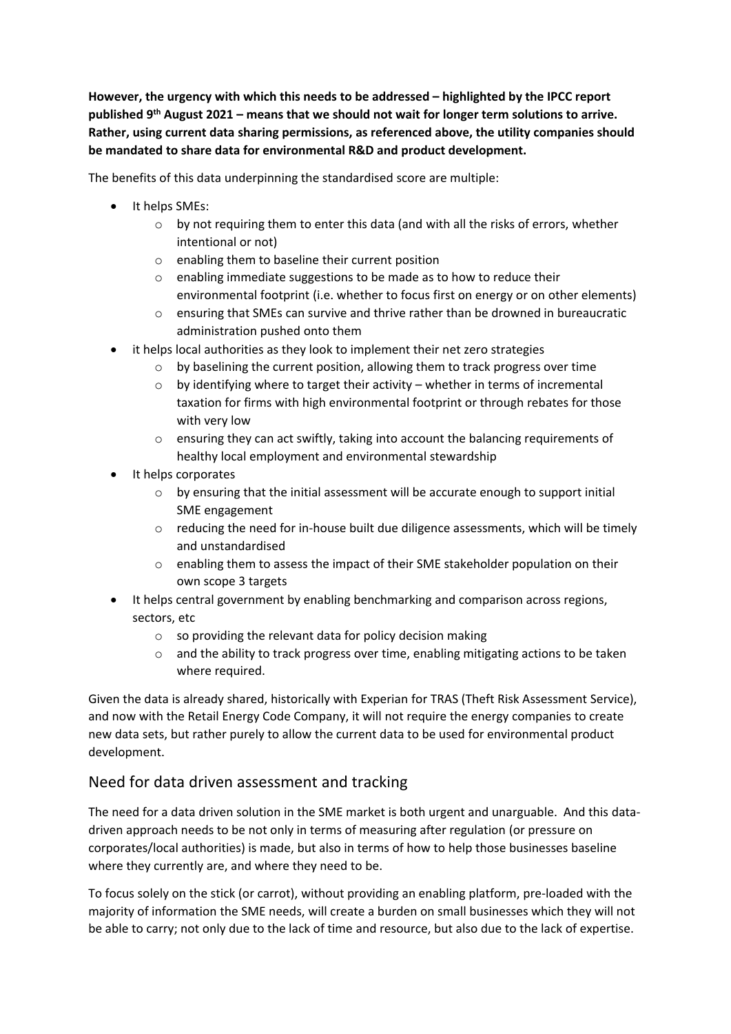**However, the urgency with which this needs to be addressed – highlighted by the IPCC report published 9th August 2021 – means that we should not wait for longer term solutions to arrive. Rather, using current data sharing permissions, as referenced above, the utility companies should be mandated to share data for environmental R&D and product development.**

The benefits of this data underpinning the standardised score are multiple:

- It helps SMEs:
  - by not requiring them to enter this data (and with all the risks of errors, whether intentional or not)
  - enabling them to baseline their current position
  - enabling immediate suggestions to be made as to how to reduce their environmental footprint (i.e. whether to focus first on energy or on other elements)
  - ensuring that SMEs can survive and thrive rather than be drowned in bureaucratic administration pushed onto them
- it helps local authorities as they look to implement their net zero strategies
  - by baselining the current position, allowing them to track progress over time
  - by identifying where to target their activity – whether in terms of incremental taxation for firms with high environmental footprint or through rebates for those with very low
  - ensuring they can act swiftly, taking into account the balancing requirements of healthy local employment and environmental stewardship
- It helps corporates
  - by ensuring that the initial assessment will be accurate enough to support initial SME engagement
  - reducing the need for in-house built due diligence assessments, which will be timely and unstandardised
  - enabling them to assess the impact of their SME stakeholder population on their own scope 3 targets
- It helps central government by enabling benchmarking and comparison across regions, sectors, etc
  - so providing the relevant data for policy decision making
  - and the ability to track progress over time, enabling mitigating actions to be taken where required.

Given the data is already shared, historically with Experian for TRAS (Theft Risk Assessment Service), and now with the Retail Energy Code Company, it will not require the energy companies to create new data sets, but rather purely to allow the current data to be used for environmental product development.

## Need for data driven assessment and tracking

The need for a data driven solution in the SME market is both urgent and unarguable. And this data-driven approach needs to be not only in terms of measuring after regulation (or pressure on corporates/local authorities) is made, but also in terms of how to help those businesses baseline where they currently are, and where they need to be.

To focus solely on the stick (or carrot), without providing an enabling platform, pre-loaded with the majority of information the SME needs, will create a burden on small businesses which they will not be able to carry; not only due to the lack of time and resource, but also due to the lack of expertise.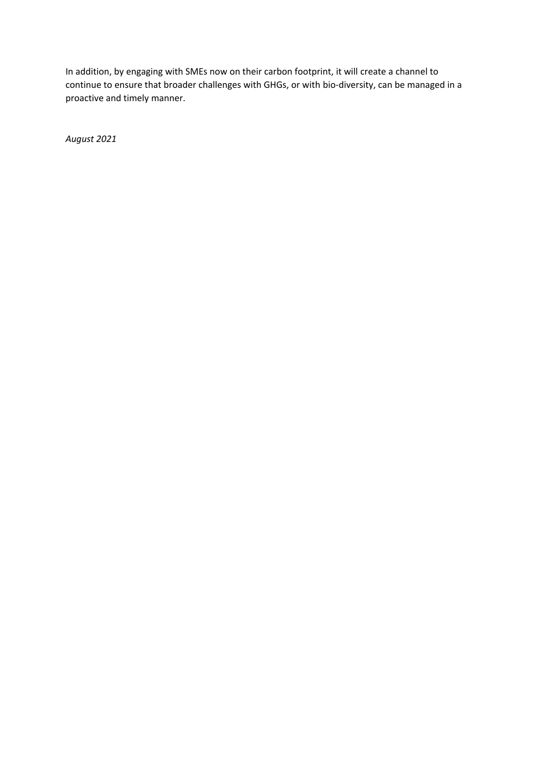In addition, by engaging with SMEs now on their carbon footprint, it will create a channel to continue to ensure that broader challenges with GHGs, or with bio-diversity, can be managed in a proactive and timely manner.

*August 2021*